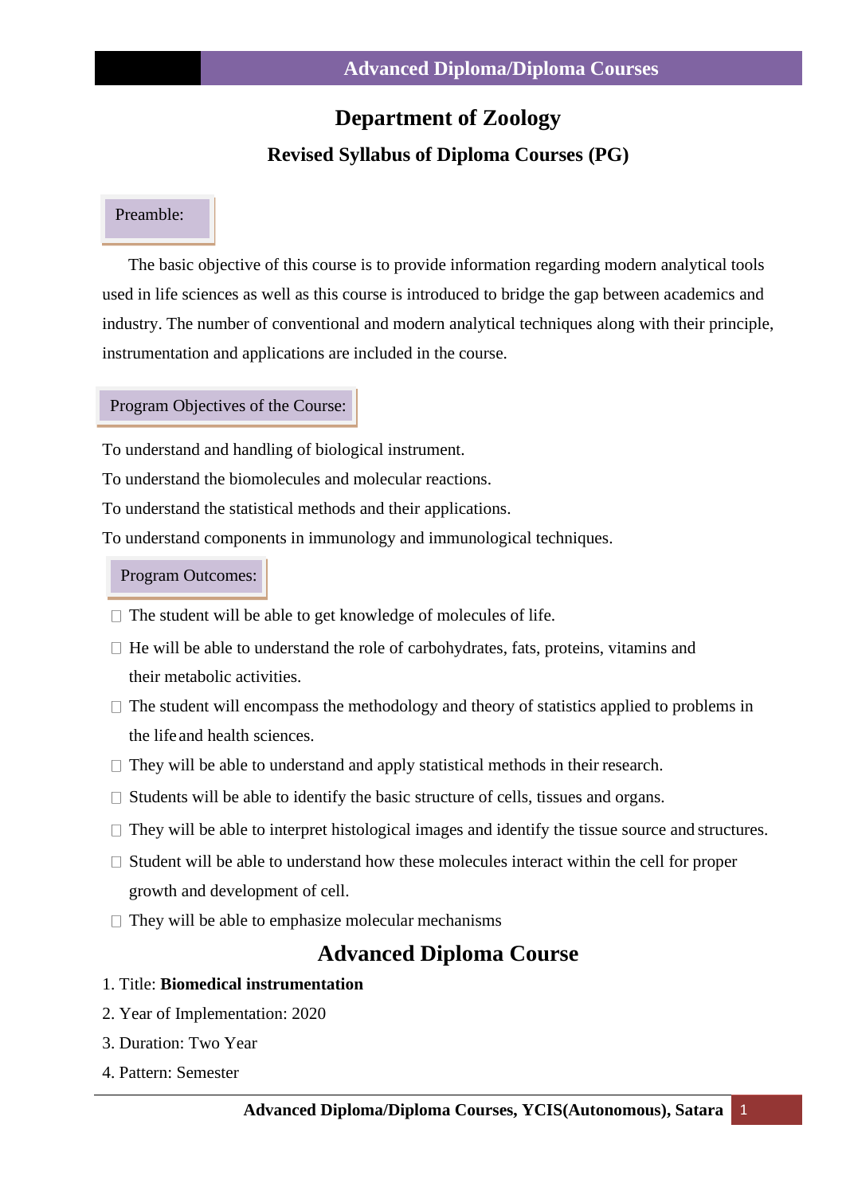# Department of Zoology

## Revised Syllabus of Diploma Courses (PG)

### Preamble:

The basic objective of this course is to provide information regarding modern analytical tools used in life sciences as well as this course is introduced to bridge the gap between academics and industry. The number of conventional and modern analytical techniques along with their principle, instrumentation and applications are included in the course.

### Program Objectives of the Course:

To understand and handling of biological instrument.

To understand the biomolecules and molecular reactions.

To understand the statistical methods and their applications.

To understand components in immunology and immunological techniques.

### Program Outcomes:

- The student will be able to get knowledge of molecules of life.
- He will be able to understand the role of carbohydrates, fats, proteins, vitamins and their metabolic activities.
- The student will encompass the methodology and theory of statistics applied to problems in the life and health sciences.
- They will be able to understand and apply statistical methods in their research.
- Students will be able to identify the basic structure of cells, tissues and organs.
- They will be able to interpret histological images and identify the tissue source and structures.
- Student will be able to understand how these molecules interact within the cell for proper growth and development of cell.
- They will be able to emphasize molecular mechanisms

## Advanced Diploma Course

1. Title: **Biomedical instrumentation**
2. Year of Implementation: 2020
3. Duration: Two Year
4. Pattern: Semester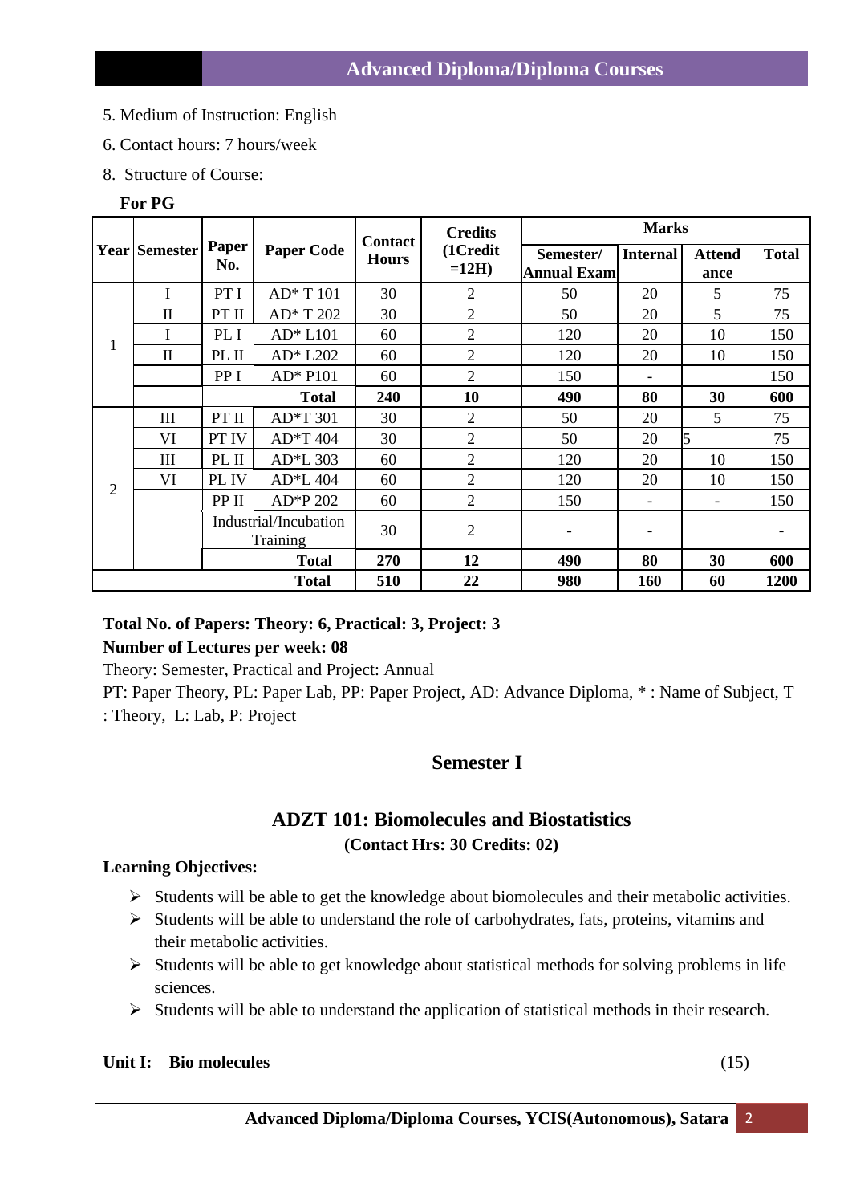5. Medium of Instruction: English

6. Contact hours: 7 hours/week

8. Structure of Course:

**For PG**

| Year | Semester | Paper No. | Paper Code | Contact Hours | Credits (1Credit =12H) | Marks | | | |
|---|---|---|---|---|---|---|---|---|---|
| | | | | | | Semester/ Annual Exam | Internal | Attendance | Total |
| 1 | I | PT I | AD* T 101 | 30 | 2 | 50 | 20 | 5 | 75 |
| | II | PT II | AD* T 202 | 30 | 2 | 50 | 20 | 5 | 75 |
| | I | PL I | AD* L101 | 60 | 2 | 120 | 20 | 10 | 150 |
| | II | PL II | AD* L202 | 60 | 2 | 120 | 20 | 10 | 150 |
| | | PP I | AD* P101 | 60 | 2 | 150 | - | | 150 |
| | | | **Total** | **240** | **10** | **490** | **80** | **30** | **600** |
| 2 | III | PT II | AD*T 301 | 30 | 2 | 50 | 20 | 5 | 75 |
| | VI | PT IV | AD*T 404 | 30 | 2 | 50 | 20 | 5 | 75 |
| | III | PL II | AD*L 303 | 60 | 2 | 120 | 20 | 10 | 150 |
| | VI | PL IV | AD*L 404 | 60 | 2 | 120 | 20 | 10 | 150 |
| | | PP II | AD*P 202 | 60 | 2 | 150 | - | - | 150 |
| | | Industrial/Incubation Training | | 30 | 2 | - | - | | - |
| | | | **Total** | **270** | **12** | **490** | **80** | **30** | **600** |
| | | | **Total** | **510** | **22** | **980** | **160** | **60** | **1200** |

**Total No. of Papers: Theory: 6, Practical: 3, Project: 3**

**Number of Lectures per week: 08**

Theory: Semester, Practical and Project: Annual

PT: Paper Theory, PL: Paper Lab, PP: Paper Project, AD: Advance Diploma, * : Name of Subject, T : Theory, L: Lab, P: Project

## Semester I

### ADZT 101: Biomolecules and Biostatistics

**(Contact Hrs: 30 Credits: 02)**

**Learning Objectives:**

- Students will be able to get the knowledge about biomolecules and their metabolic activities.
- Students will be able to understand the role of carbohydrates, fats, proteins, vitamins and their metabolic activities.
- Students will be able to get knowledge about statistical methods for solving problems in life sciences.
- Students will be able to understand the application of statistical methods in their research.

**Unit I: Bio molecules** (15)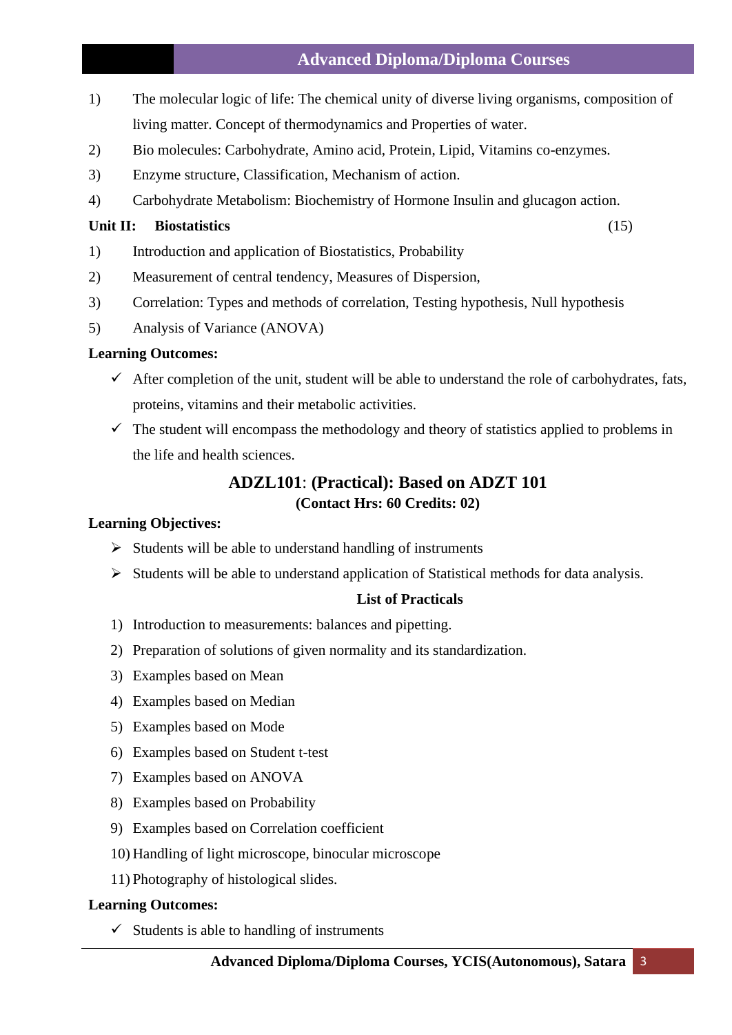1) The molecular logic of life: The chemical unity of diverse living organisms, composition of living matter. Concept of thermodynamics and Properties of water.
2) Bio molecules: Carbohydrate, Amino acid, Protein, Lipid, Vitamins co-enzymes.
3) Enzyme structure, Classification, Mechanism of action.
4) Carbohydrate Metabolism: Biochemistry of Hormone Insulin and glucagon action.

**Unit II: Biostatistics** (15)

1) Introduction and application of Biostatistics, Probability
2) Measurement of central tendency, Measures of Dispersion,
3) Correlation: Types and methods of correlation, Testing hypothesis, Null hypothesis
5) Analysis of Variance (ANOVA)

**Learning Outcomes:**

- ✓ After completion of the unit, student will be able to understand the role of carbohydrates, fats, proteins, vitamins and their metabolic activities.
- ✓ The student will encompass the methodology and theory of statistics applied to problems in the life and health sciences.

## ADZL101: (Practical): Based on ADZT 101

**(Contact Hrs: 60 Credits: 02)**

**Learning Objectives:**

- ➢ Students will be able to understand handling of instruments
- ➢ Students will be able to understand application of Statistical methods for data analysis.

**List of Practicals**

1) Introduction to measurements: balances and pipetting.
2) Preparation of solutions of given normality and its standardization.
3) Examples based on Mean
4) Examples based on Median
5) Examples based on Mode
6) Examples based on Student t-test
7) Examples based on ANOVA
8) Examples based on Probability
9) Examples based on Correlation coefficient
10) Handling of light microscope, binocular microscope
11) Photography of histological slides.

**Learning Outcomes:**

- ✓ Students is able to handling of instruments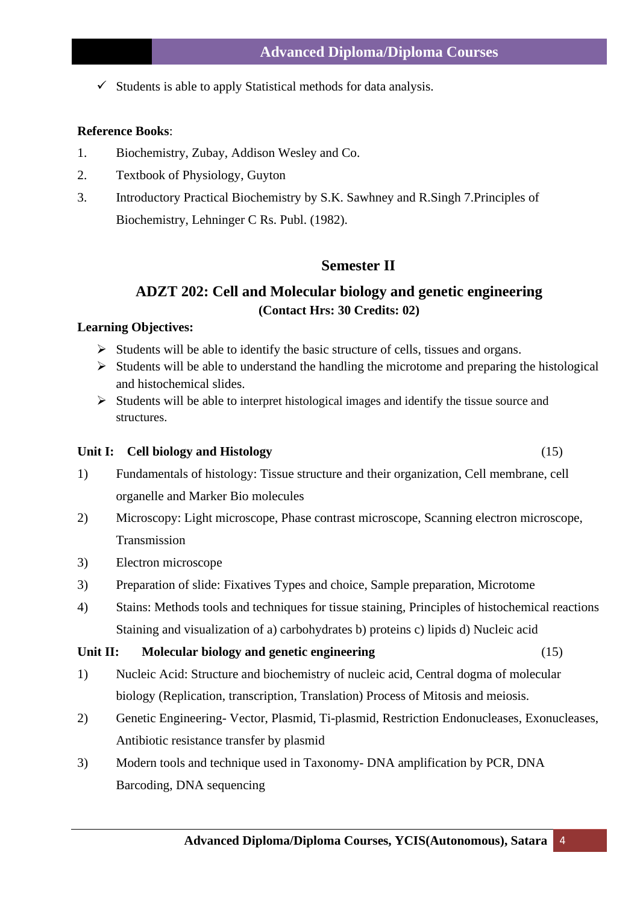- ✓ Students is able to apply Statistical methods for data analysis.

**Reference Books**:

1. Biochemistry, Zubay, Addison Wesley and Co.
2. Textbook of Physiology, Guyton
3. Introductory Practical Biochemistry by S.K. Sawhney and R.Singh 7.Principles of Biochemistry, Lehninger C Rs. Publ. (1982).

## Semester II

## ADZT 202: Cell and Molecular biology and genetic engineering

**(Contact Hrs: 30 Credits: 02)**

**Learning Objectives:**

- Students will be able to identify the basic structure of cells, tissues and organs.
- Students will be able to understand the handling the microtome and preparing the histological and histochemical slides.
- Students will be able to interpret histological images and identify the tissue source and structures.

**Unit I: Cell biology and Histology** (15)

1) Fundamentals of histology: Tissue structure and their organization, Cell membrane, cell organelle and Marker Bio molecules
2) Microscopy: Light microscope, Phase contrast microscope, Scanning electron microscope, Transmission
3) Electron microscope
3) Preparation of slide: Fixatives Types and choice, Sample preparation, Microtome
4) Stains: Methods tools and techniques for tissue staining, Principles of histochemical reactions Staining and visualization of a) carbohydrates b) proteins c) lipids d) Nucleic acid

**Unit II: Molecular biology and genetic engineering** (15)

1) Nucleic Acid: Structure and biochemistry of nucleic acid, Central dogma of molecular biology (Replication, transcription, Translation) Process of Mitosis and meiosis.
2) Genetic Engineering- Vector, Plasmid, Ti-plasmid, Restriction Endonucleases, Exonucleases, Antibiotic resistance transfer by plasmid
3) Modern tools and technique used in Taxonomy- DNA amplification by PCR, DNA Barcoding, DNA sequencing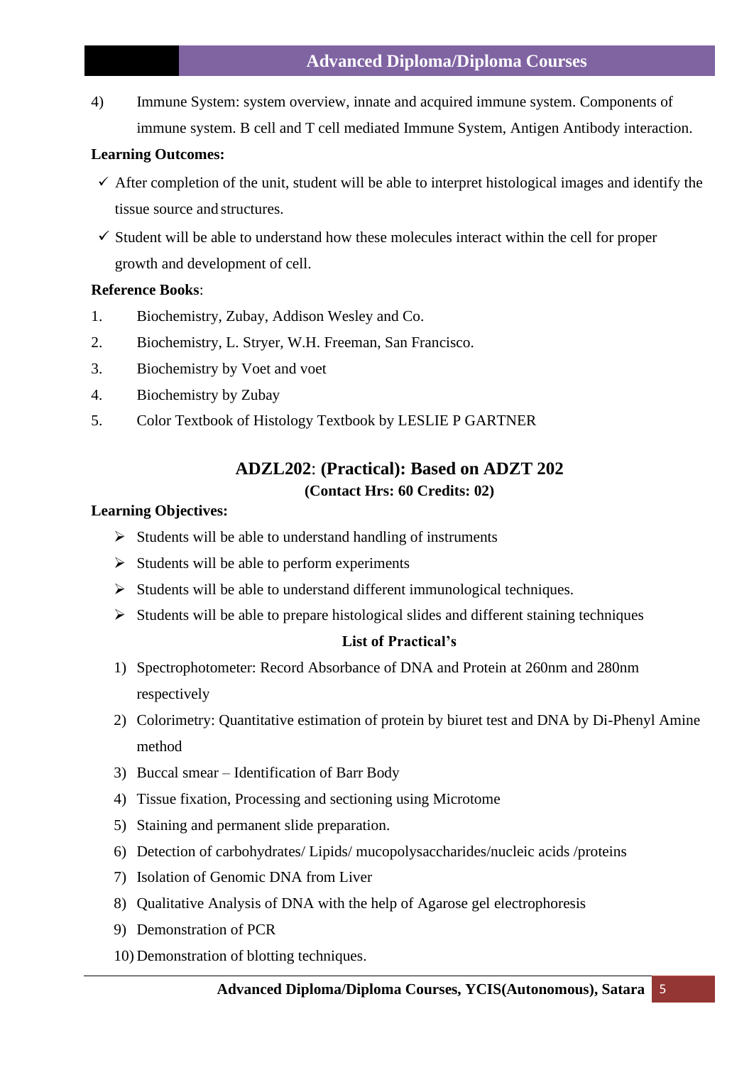4) Immune System: system overview, innate and acquired immune system. Components of immune system. B cell and T cell mediated Immune System, Antigen Antibody interaction.

**Learning Outcomes:**

- ✓ After completion of the unit, student will be able to interpret histological images and identify the tissue source and structures.
- ✓ Student will be able to understand how these molecules interact within the cell for proper growth and development of cell.

**Reference Books**:

1. Biochemistry, Zubay, Addison Wesley and Co.
2. Biochemistry, L. Stryer, W.H. Freeman, San Francisco.
3. Biochemistry by Voet and voet
4. Biochemistry by Zubay
5. Color Textbook of Histology Textbook by LESLIE P GARTNER

## ADZL202: (Practical): Based on ADZT 202

**(Contact Hrs: 60 Credits: 02)**

**Learning Objectives:**

- ➢ Students will be able to understand handling of instruments
- ➢ Students will be able to perform experiments
- ➢ Students will be able to understand different immunological techniques.
- ➢ Students will be able to prepare histological slides and different staining techniques

**List of Practical's**

1) Spectrophotometer: Record Absorbance of DNA and Protein at 260nm and 280nm respectively
2) Colorimetry: Quantitative estimation of protein by biuret test and DNA by Di-Phenyl Amine method
3) Buccal smear – Identification of Barr Body
4) Tissue fixation, Processing and sectioning using Microtome
5) Staining and permanent slide preparation.
6) Detection of carbohydrates/ Lipids/ mucopolysaccharides/nucleic acids /proteins
7) Isolation of Genomic DNA from Liver
8) Qualitative Analysis of DNA with the help of Agarose gel electrophoresis
9) Demonstration of PCR
10) Demonstration of blotting techniques.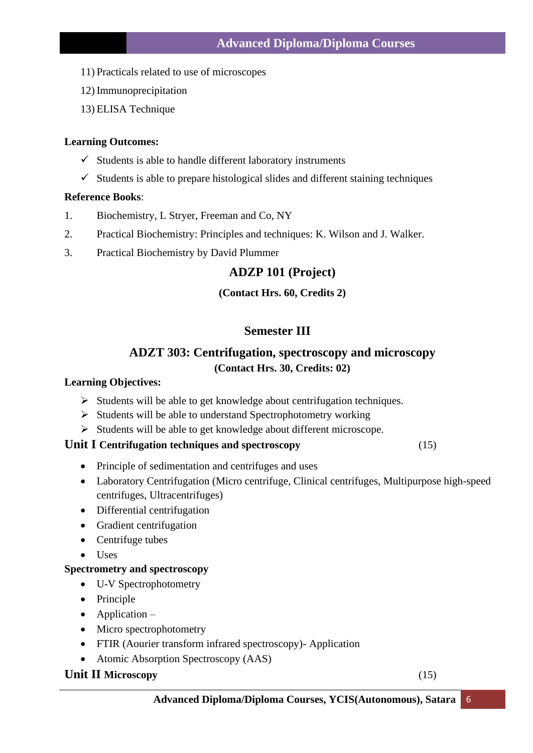11) Practicals related to use of microscopes
12) Immunoprecipitation
13) ELISA Technique

**Learning Outcomes:**

- ✓ Students is able to handle different laboratory instruments
- ✓ Students is able to prepare histological slides and different staining techniques

**Reference Books**:

1. Biochemistry, L Stryer, Freeman and Co, NY
2. Practical Biochemistry: Principles and techniques: K. Wilson and J. Walker.
3. Practical Biochemistry by David Plummer

## ADZP 101 (Project)

**(Contact Hrs. 60, Credits 2)**

## Semester III

## ADZT 303: Centrifugation, spectroscopy and microscopy

**(Contact Hrs. 30, Credits: 02)**

**Learning Objectives:**

- ➢ Students will be able to get knowledge about centrifugation techniques.
- ➢ Students will be able to understand Spectrophotometry working
- ➢ Students will be able to get knowledge about different microscope.

### Unit I Centrifugation techniques and spectroscopy (15)

- Principle of sedimentation and centrifuges and uses
- Laboratory Centrifugation (Micro centrifuge, Clinical centrifuges, Multipurpose high-speed centrifuges, Ultracentrifuges)
- Differential centrifugation
- Gradient centrifugation
- Centrifuge tubes
- Uses

**Spectrometry and spectroscopy**

- U-V Spectrophotometry
- Principle
- Application –
- Micro spectrophotometry
- FTIR (Aourier transform infrared spectroscopy)- Application
- Atomic Absorption Spectroscopy (AAS)

### Unit II Microscopy (15)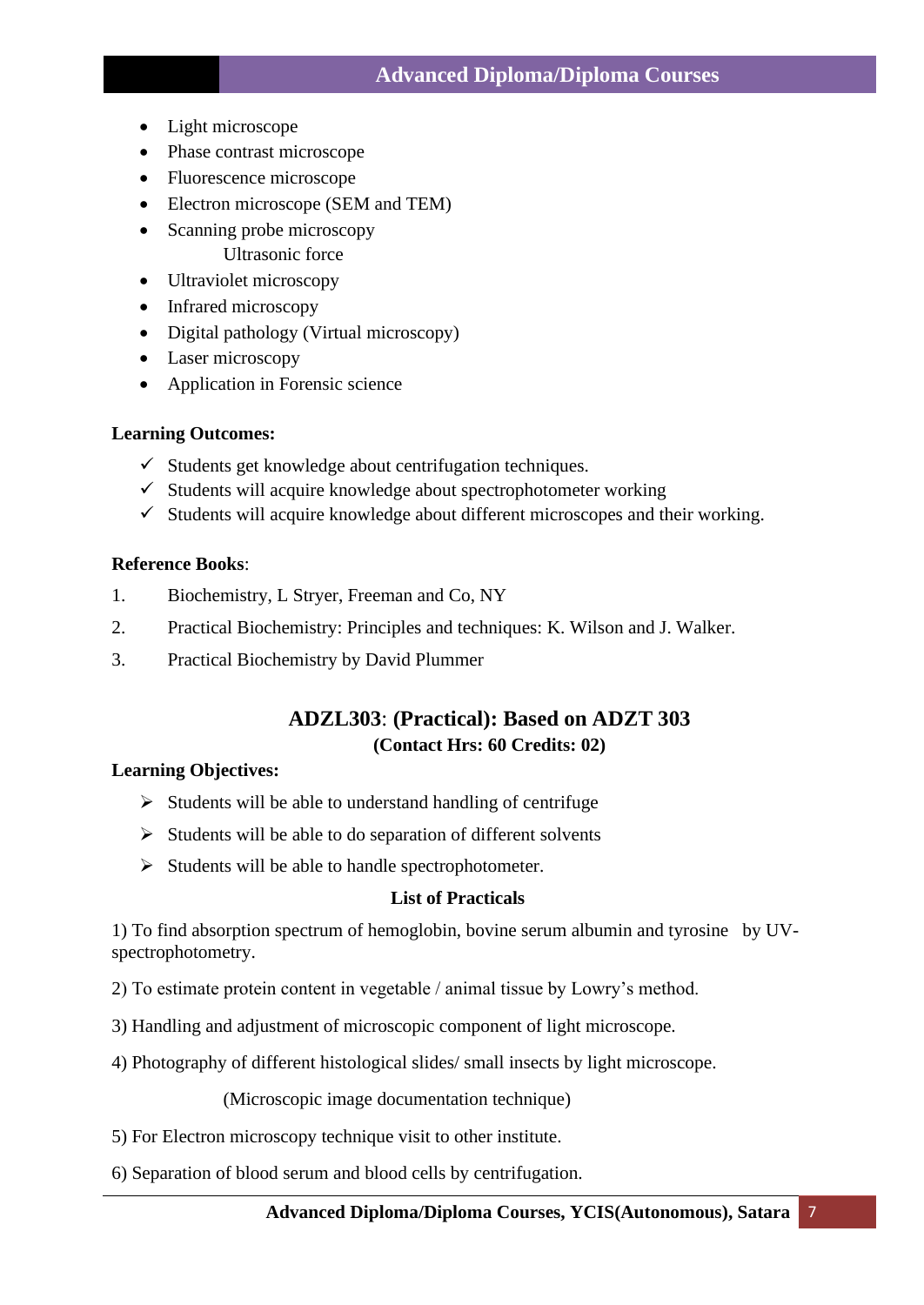- Light microscope
- Phase contrast microscope
- Fluorescence microscope
- Electron microscope (SEM and TEM)
- Scanning probe microscopy
  Ultrasonic force
- Ultraviolet microscopy
- Infrared microscopy
- Digital pathology (Virtual microscopy)
- Laser microscopy
- Application in Forensic science

**Learning Outcomes:**

- ✓ Students get knowledge about centrifugation techniques.
- ✓ Students will acquire knowledge about spectrophotometer working
- ✓ Students will acquire knowledge about different microscopes and their working.

**Reference Books**:

1. Biochemistry, L Stryer, Freeman and Co, NY
2. Practical Biochemistry: Principles and techniques: K. Wilson and J. Walker.
3. Practical Biochemistry by David Plummer

## ADZL303: (Practical): Based on ADZT 303

**(Contact Hrs: 60 Credits: 02)**

**Learning Objectives:**

- ➢ Students will be able to understand handling of centrifuge
- ➢ Students will be able to do separation of different solvents
- ➢ Students will be able to handle spectrophotometer.

**List of Practicals**

1) To find absorption spectrum of hemoglobin, bovine serum albumin and tyrosine by UV-spectrophotometry.

2) To estimate protein content in vegetable / animal tissue by Lowry's method.

3) Handling and adjustment of microscopic component of light microscope.

4) Photography of different histological slides/ small insects by light microscope.

(Microscopic image documentation technique)

5) For Electron microscopy technique visit to other institute.

6) Separation of blood serum and blood cells by centrifugation.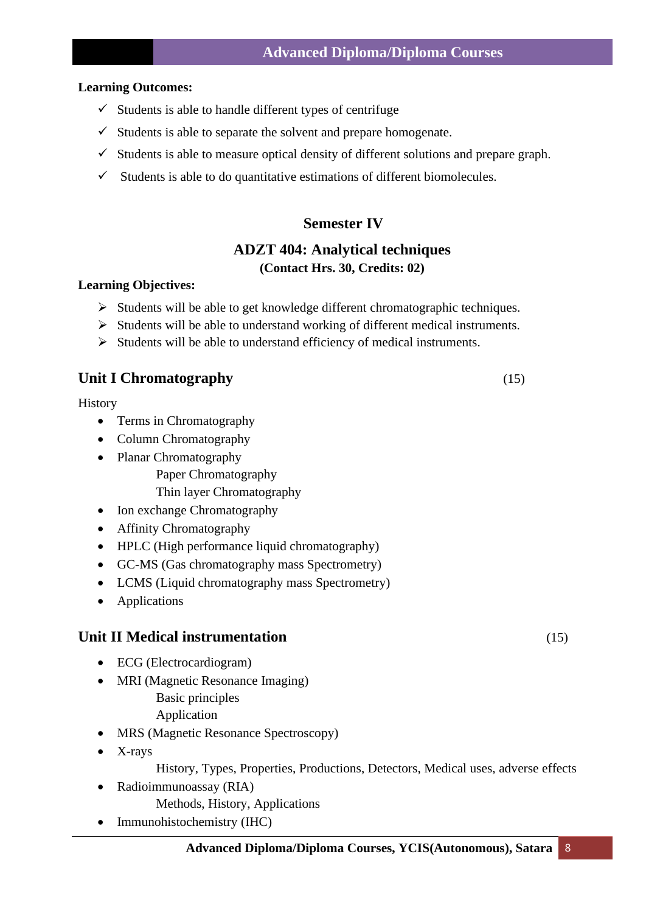**Learning Outcomes:**

- ✓ Students is able to handle different types of centrifuge
- ✓ Students is able to separate the solvent and prepare homogenate.
- ✓ Students is able to measure optical density of different solutions and prepare graph.
- ✓ Students is able to do quantitative estimations of different biomolecules.

## Semester IV

## ADZT 404: Analytical techniques

**(Contact Hrs. 30, Credits: 02)**

**Learning Objectives:**

- ➢ Students will be able to get knowledge different chromatographic techniques.
- ➢ Students will be able to understand working of different medical instruments.
- ➢ Students will be able to understand efficiency of medical instruments.

### Unit I Chromatography (15)

History

- Terms in Chromatography
- Column Chromatography
- Planar Chromatography
  - Paper Chromatography
  - Thin layer Chromatography
- Ion exchange Chromatography
- Affinity Chromatography
- HPLC (High performance liquid chromatography)
- GC-MS (Gas chromatography mass Spectrometry)
- LCMS (Liquid chromatography mass Spectrometry)
- Applications

### Unit II Medical instrumentation (15)

- ECG (Electrocardiogram)
- MRI (Magnetic Resonance Imaging)
  - Basic principles
  - Application
- MRS (Magnetic Resonance Spectroscopy)
- X-rays
  - History, Types, Properties, Productions, Detectors, Medical uses, adverse effects
- Radioimmunoassay (RIA)
  - Methods, History, Applications
- Immunohistochemistry (IHC)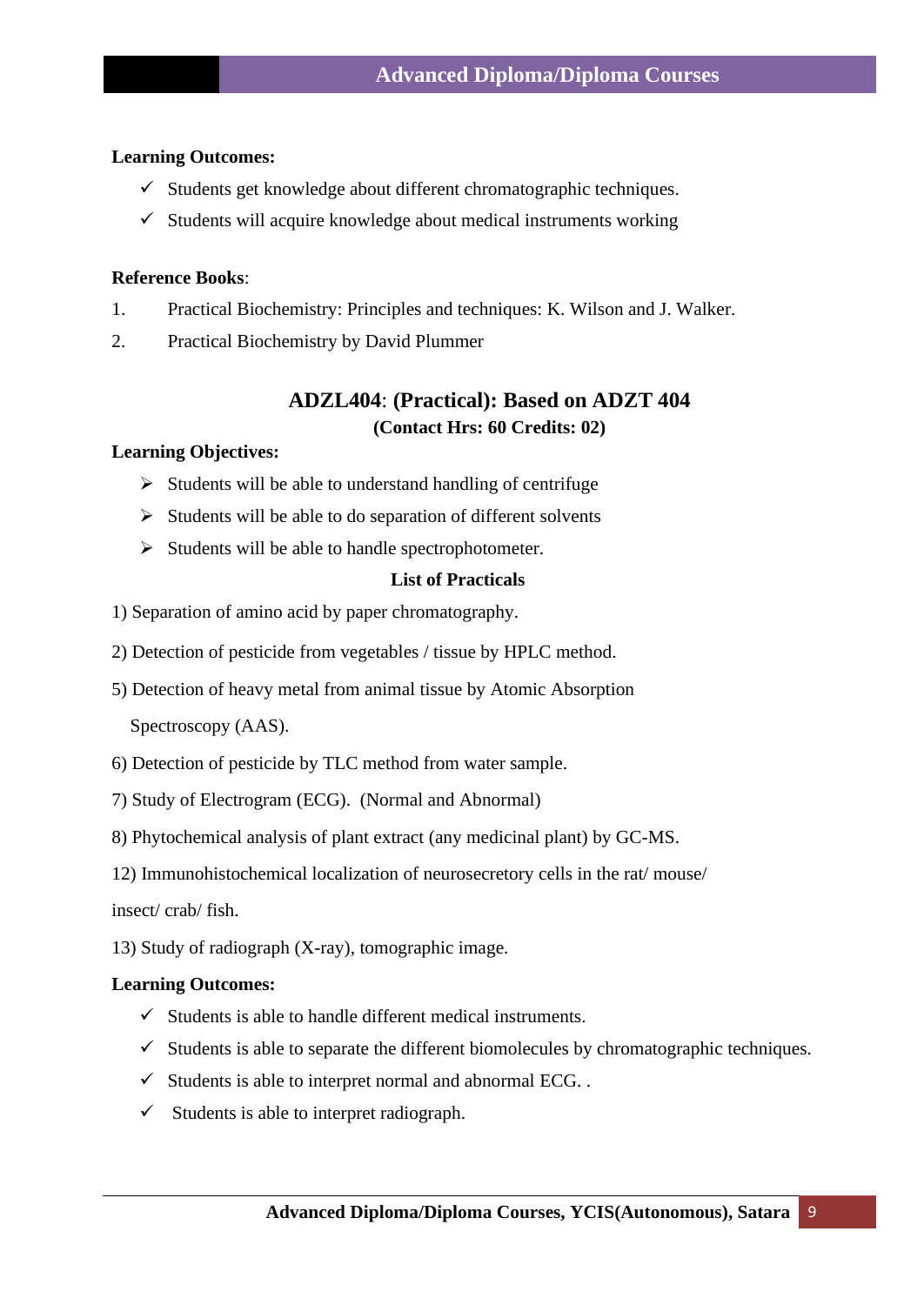**Learning Outcomes:**

- ✓ Students get knowledge about different chromatographic techniques.
- ✓ Students will acquire knowledge about medical instruments working

**Reference Books**:

1. Practical Biochemistry: Principles and techniques: K. Wilson and J. Walker.
2. Practical Biochemistry by David Plummer

## ADZL404: (Practical): Based on ADZT 404

**(Contact Hrs: 60 Credits: 02)**

**Learning Objectives:**

- ➢ Students will be able to understand handling of centrifuge
- ➢ Students will be able to do separation of different solvents
- ➢ Students will be able to handle spectrophotometer.

**List of Practicals**

1) Separation of amino acid by paper chromatography.

2) Detection of pesticide from vegetables / tissue by HPLC method.

5) Detection of heavy metal from animal tissue by Atomic Absorption Spectroscopy (AAS).

6) Detection of pesticide by TLC method from water sample.

7) Study of Electrogram (ECG). (Normal and Abnormal)

8) Phytochemical analysis of plant extract (any medicinal plant) by GC-MS.

12) Immunohistochemical localization of neurosecretory cells in the rat/ mouse/ insect/ crab/ fish.

13) Study of radiograph (X-ray), tomographic image.

**Learning Outcomes:**

- ✓ Students is able to handle different medical instruments.
- ✓ Students is able to separate the different biomolecules by chromatographic techniques.
- ✓ Students is able to interpret normal and abnormal ECG. .
- ✓ Students is able to interpret radiograph.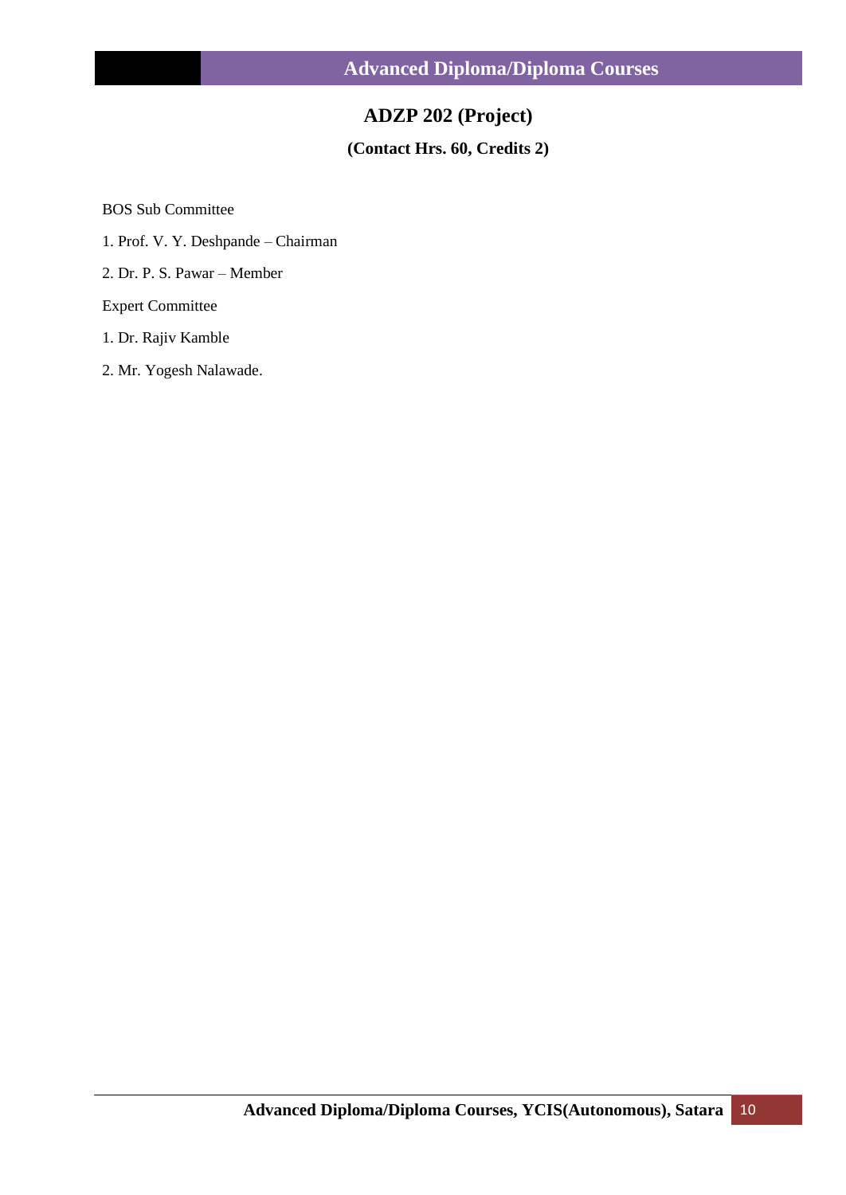## ADZP 202 (Project)

### (Contact Hrs. 60, Credits 2)

BOS Sub Committee

1. Prof. V. Y. Deshpande – Chairman
2. Dr. P. S. Pawar – Member

Expert Committee

1. Dr. Rajiv Kamble
2. Mr. Yogesh Nalawade.